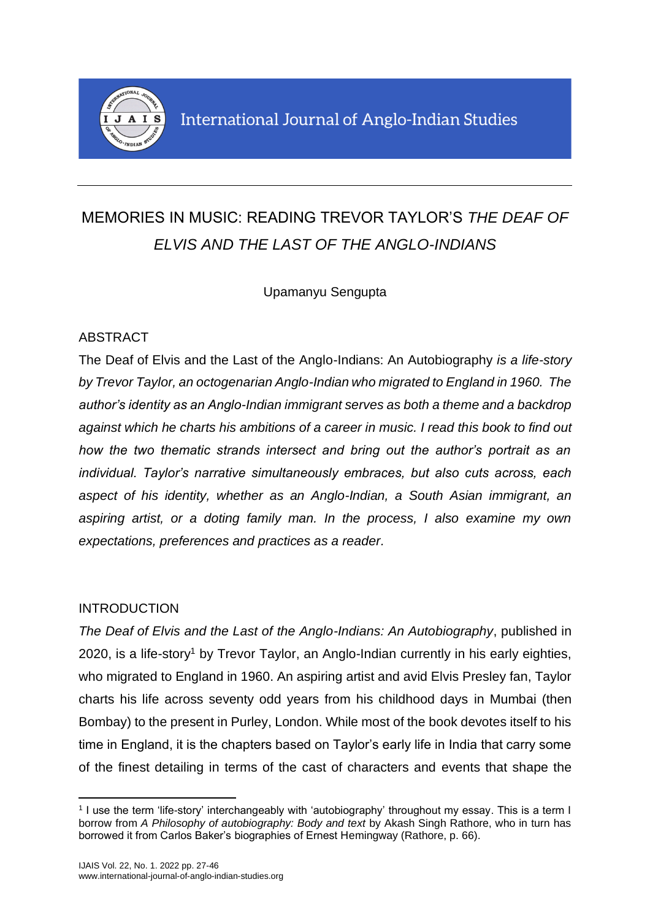# MEMORIES IN MUSIC: READING TREVOR TAYLOR'S *THE DEAF OF ELVIS AND THE LAST OF THE ANGLO-INDIANS*

Upamanyu Sengupta

## ABSTRACT

The Deaf of Elvis and the Last of the Anglo-Indians: An Autobiography *is a life-story by Trevor Taylor, an octogenarian Anglo-Indian who migrated to England in 1960. The author's identity as an Anglo-Indian immigrant serves as both a theme and a backdrop against which he charts his ambitions of a career in music. I read this book to find out how the two thematic strands intersect and bring out the author's portrait as an individual. Taylor's narrative simultaneously embraces, but also cuts across, each aspect of his identity, whether as an Anglo-Indian, a South Asian immigrant, an aspiring artist, or a doting family man. In the process, I also examine my own expectations, preferences and practices as a reader.*

## INTRODUCTION

*The Deaf of Elvis and the Last of the Anglo-Indians: An Autobiography*, published in 2020, is a life-story[1] by Trevor Taylor, an Anglo-Indian currently in his early eighties, who migrated to England in 1960. An aspiring artist and avid Elvis Presley fan, Taylor charts his life across seventy odd years from his childhood days in Mumbai (then Bombay) to the present in Purley, London. While most of the book devotes itself to his time in England, it is the chapters based on Taylor's early life in India that carry some of the finest detailing in terms of the cast of characters and events that shape the

[1] I use the term 'life-story' interchangeably with 'autobiography' throughout my essay. This is a term I borrow from *A Philosophy of autobiography: Body and text* by Akash Singh Rathore, who in turn has borrowed it from Carlos Baker's biographies of Ernest Hemingway (Rathore, p. 66).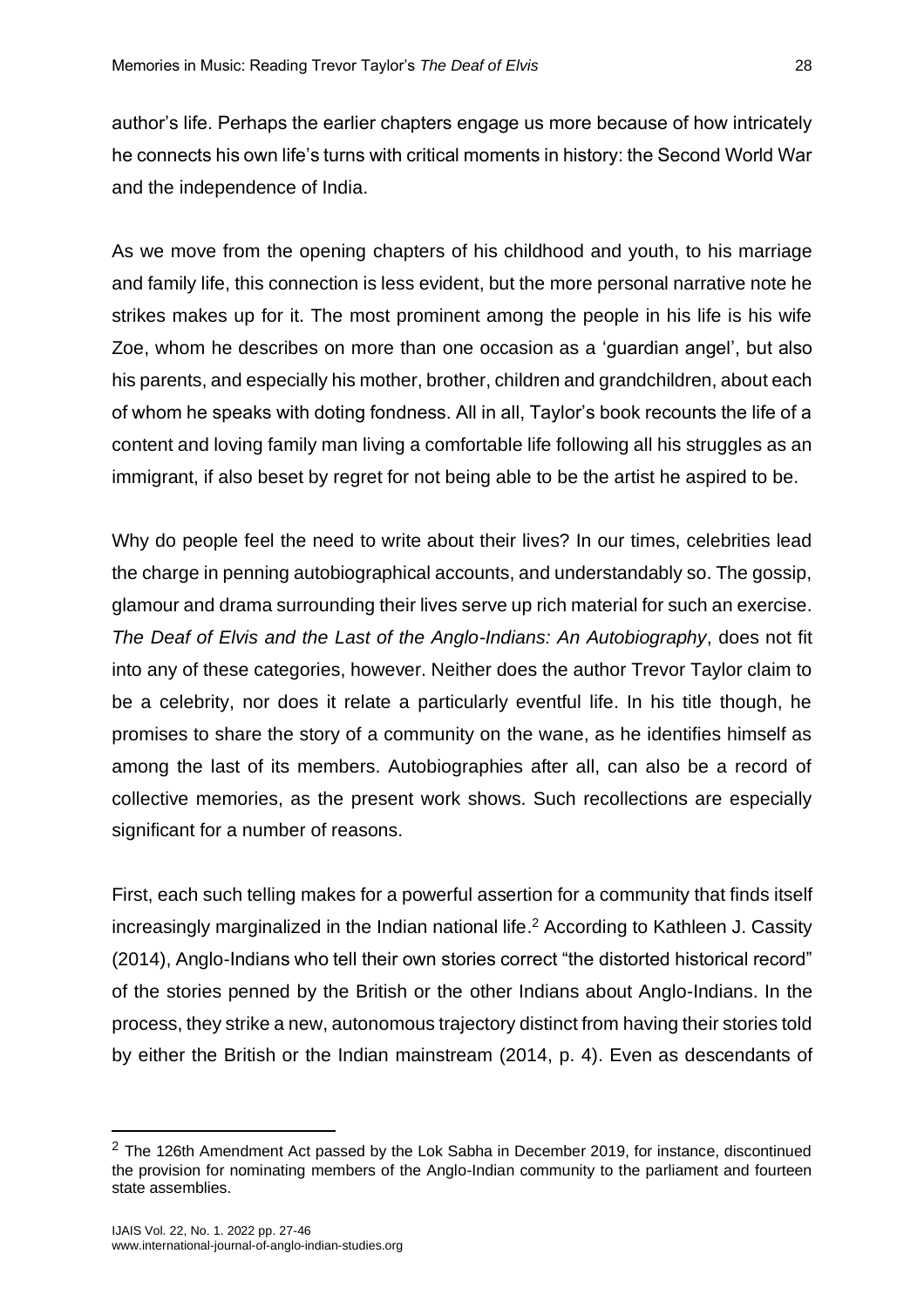author's life. Perhaps the earlier chapters engage us more because of how intricately he connects his own life's turns with critical moments in history: the Second World War and the independence of India.

As we move from the opening chapters of his childhood and youth, to his marriage and family life, this connection is less evident, but the more personal narrative note he strikes makes up for it. The most prominent among the people in his life is his wife Zoe, whom he describes on more than one occasion as a 'guardian angel', but also his parents, and especially his mother, brother, children and grandchildren, about each of whom he speaks with doting fondness. All in all, Taylor's book recounts the life of a content and loving family man living a comfortable life following all his struggles as an immigrant, if also beset by regret for not being able to be the artist he aspired to be.

Why do people feel the need to write about their lives? In our times, celebrities lead the charge in penning autobiographical accounts, and understandably so. The gossip, glamour and drama surrounding their lives serve up rich material for such an exercise. *The Deaf of Elvis and the Last of the Anglo-Indians: An Autobiography*, does not fit into any of these categories, however. Neither does the author Trevor Taylor claim to be a celebrity, nor does it relate a particularly eventful life. In his title though, he promises to share the story of a community on the wane, as he identifies himself as among the last of its members. Autobiographies after all, can also be a record of collective memories, as the present work shows. Such recollections are especially significant for a number of reasons.

First, each such telling makes for a powerful assertion for a community that finds itself increasingly marginalized in the Indian national life.[2] According to Kathleen J. Cassity (2014), Anglo-Indians who tell their own stories correct "the distorted historical record" of the stories penned by the British or the other Indians about Anglo-Indians. In the process, they strike a new, autonomous trajectory distinct from having their stories told by either the British or the Indian mainstream (2014, p. 4). Even as descendants of

[2] The 126th Amendment Act passed by the Lok Sabha in December 2019, for instance, discontinued the provision for nominating members of the Anglo-Indian community to the parliament and fourteen state assemblies.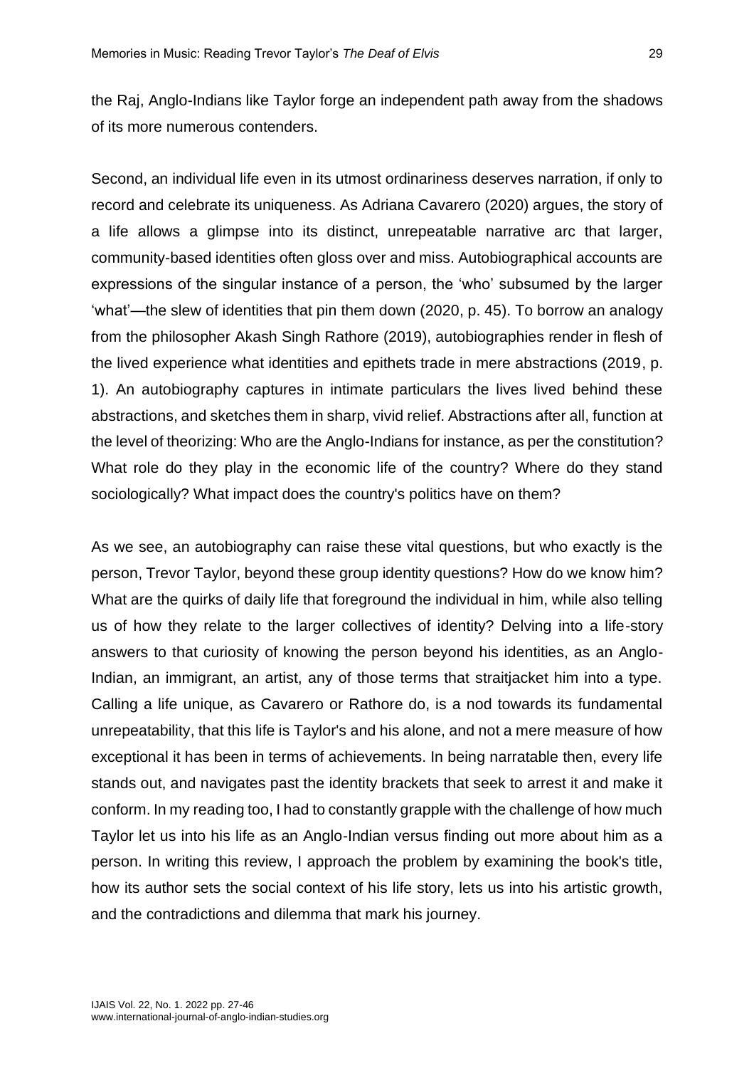the Raj, Anglo-Indians like Taylor forge an independent path away from the shadows of its more numerous contenders.

Second, an individual life even in its utmost ordinariness deserves narration, if only to record and celebrate its uniqueness. As Adriana Cavarero (2020) argues, the story of a life allows a glimpse into its distinct, unrepeatable narrative arc that larger, community-based identities often gloss over and miss. Autobiographical accounts are expressions of the singular instance of a person, the 'who' subsumed by the larger 'what'—the slew of identities that pin them down (2020, p. 45). To borrow an analogy from the philosopher Akash Singh Rathore (2019), autobiographies render in flesh of the lived experience what identities and epithets trade in mere abstractions (2019, p. 1). An autobiography captures in intimate particulars the lives lived behind these abstractions, and sketches them in sharp, vivid relief. Abstractions after all, function at the level of theorizing: Who are the Anglo-Indians for instance, as per the constitution? What role do they play in the economic life of the country? Where do they stand sociologically? What impact does the country's politics have on them?

As we see, an autobiography can raise these vital questions, but who exactly is the person, Trevor Taylor, beyond these group identity questions? How do we know him? What are the quirks of daily life that foreground the individual in him, while also telling us of how they relate to the larger collectives of identity? Delving into a life-story answers to that curiosity of knowing the person beyond his identities, as an Anglo-Indian, an immigrant, an artist, any of those terms that straitjacket him into a type. Calling a life unique, as Cavarero or Rathore do, is a nod towards its fundamental unrepeatability, that this life is Taylor's and his alone, and not a mere measure of how exceptional it has been in terms of achievements. In being narratable then, every life stands out, and navigates past the identity brackets that seek to arrest it and make it conform. In my reading too, I had to constantly grapple with the challenge of how much Taylor let us into his life as an Anglo-Indian versus finding out more about him as a person. In writing this review, I approach the problem by examining the book's title, how its author sets the social context of his life story, lets us into his artistic growth, and the contradictions and dilemma that mark his journey.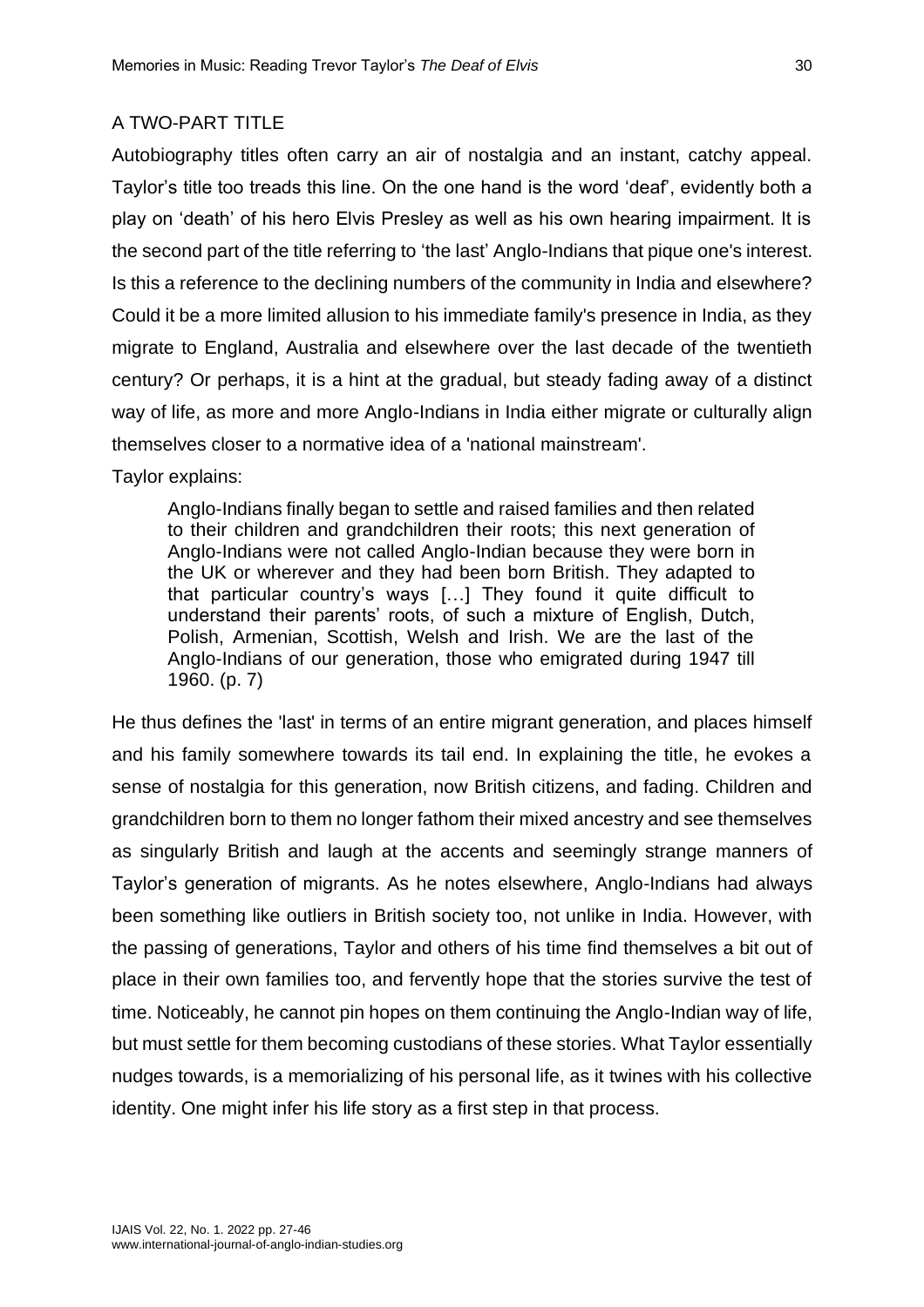## A TWO-PART TITLE

Autobiography titles often carry an air of nostalgia and an instant, catchy appeal. Taylor's title too treads this line. On the one hand is the word 'deaf', evidently both a play on 'death' of his hero Elvis Presley as well as his own hearing impairment. It is the second part of the title referring to 'the last' Anglo-Indians that pique one's interest. Is this a reference to the declining numbers of the community in India and elsewhere? Could it be a more limited allusion to his immediate family's presence in India, as they migrate to England, Australia and elsewhere over the last decade of the twentieth century? Or perhaps, it is a hint at the gradual, but steady fading away of a distinct way of life, as more and more Anglo-Indians in India either migrate or culturally align themselves closer to a normative idea of a 'national mainstream'.

Taylor explains:

> Anglo-Indians finally began to settle and raised families and then related to their children and grandchildren their roots; this next generation of Anglo-Indians were not called Anglo-Indian because they were born in the UK or wherever and they had been born British. They adapted to that particular country's ways […] They found it quite difficult to understand their parents' roots, of such a mixture of English, Dutch, Polish, Armenian, Scottish, Welsh and Irish. We are the last of the Anglo-Indians of our generation, those who emigrated during 1947 till 1960. (p. 7)

He thus defines the 'last' in terms of an entire migrant generation, and places himself and his family somewhere towards its tail end. In explaining the title, he evokes a sense of nostalgia for this generation, now British citizens, and fading. Children and grandchildren born to them no longer fathom their mixed ancestry and see themselves as singularly British and laugh at the accents and seemingly strange manners of Taylor's generation of migrants. As he notes elsewhere, Anglo-Indians had always been something like outliers in British society too, not unlike in India. However, with the passing of generations, Taylor and others of his time find themselves a bit out of place in their own families too, and fervently hope that the stories survive the test of time. Noticeably, he cannot pin hopes on them continuing the Anglo-Indian way of life, but must settle for them becoming custodians of these stories. What Taylor essentially nudges towards, is a memorializing of his personal life, as it twines with his collective identity. One might infer his life story as a first step in that process.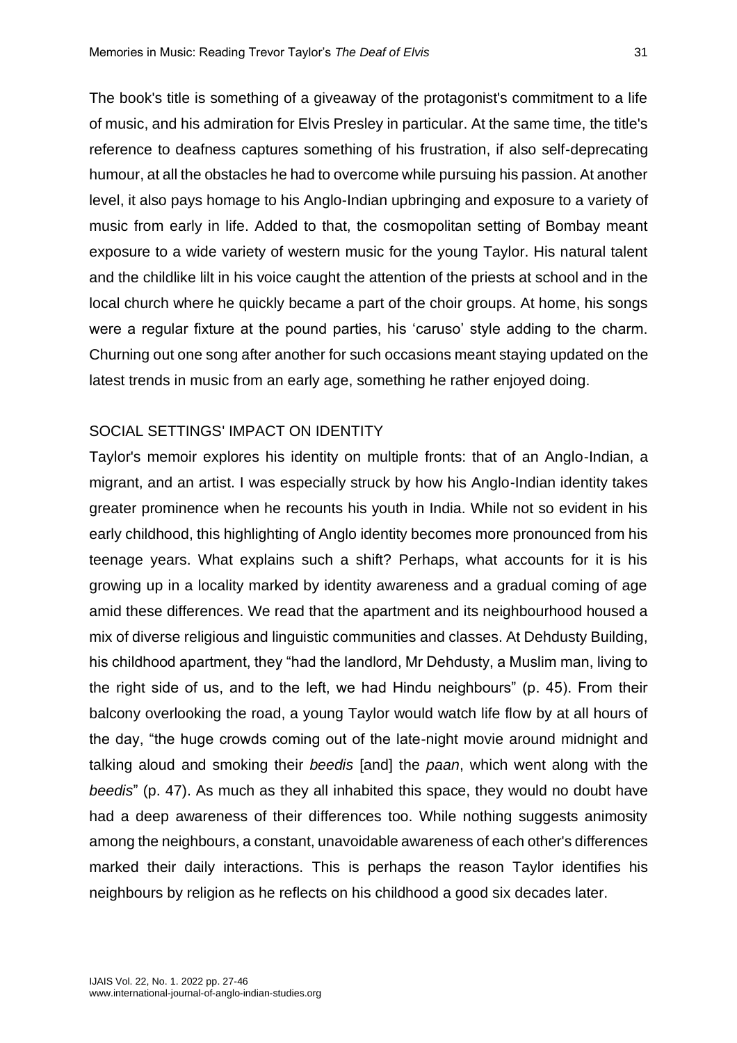The book's title is something of a giveaway of the protagonist's commitment to a life of music, and his admiration for Elvis Presley in particular. At the same time, the title's reference to deafness captures something of his frustration, if also self-deprecating humour, at all the obstacles he had to overcome while pursuing his passion. At another level, it also pays homage to his Anglo-Indian upbringing and exposure to a variety of music from early in life. Added to that, the cosmopolitan setting of Bombay meant exposure to a wide variety of western music for the young Taylor. His natural talent and the childlike lilt in his voice caught the attention of the priests at school and in the local church where he quickly became a part of the choir groups. At home, his songs were a regular fixture at the pound parties, his 'caruso' style adding to the charm. Churning out one song after another for such occasions meant staying updated on the latest trends in music from an early age, something he rather enjoyed doing.

## SOCIAL SETTINGS' IMPACT ON IDENTITY

Taylor's memoir explores his identity on multiple fronts: that of an Anglo-Indian, a migrant, and an artist. I was especially struck by how his Anglo-Indian identity takes greater prominence when he recounts his youth in India. While not so evident in his early childhood, this highlighting of Anglo identity becomes more pronounced from his teenage years. What explains such a shift? Perhaps, what accounts for it is his growing up in a locality marked by identity awareness and a gradual coming of age amid these differences. We read that the apartment and its neighbourhood housed a mix of diverse religious and linguistic communities and classes. At Dehdusty Building, his childhood apartment, they "had the landlord, Mr Dehdusty, a Muslim man, living to the right side of us, and to the left, we had Hindu neighbours" (p. 45). From their balcony overlooking the road, a young Taylor would watch life flow by at all hours of the day, "the huge crowds coming out of the late-night movie around midnight and talking aloud and smoking their *beedis* [and] the *paan*, which went along with the *beedis*" (p. 47). As much as they all inhabited this space, they would no doubt have had a deep awareness of their differences too. While nothing suggests animosity among the neighbours, a constant, unavoidable awareness of each other's differences marked their daily interactions. This is perhaps the reason Taylor identifies his neighbours by religion as he reflects on his childhood a good six decades later.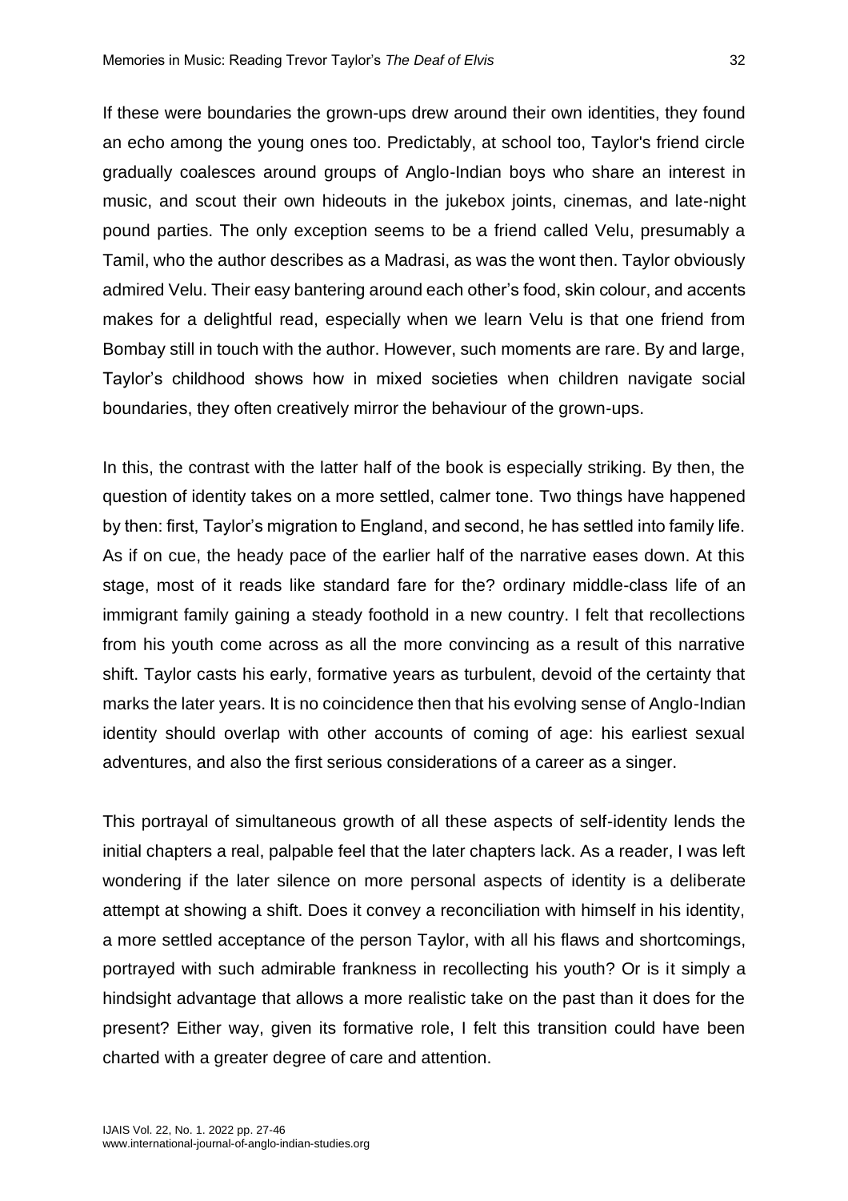If these were boundaries the grown-ups drew around their own identities, they found an echo among the young ones too. Predictably, at school too, Taylor's friend circle gradually coalesces around groups of Anglo-Indian boys who share an interest in music, and scout their own hideouts in the jukebox joints, cinemas, and late-night pound parties. The only exception seems to be a friend called Velu, presumably a Tamil, who the author describes as a Madrasi, as was the wont then. Taylor obviously admired Velu. Their easy bantering around each other's food, skin colour, and accents makes for a delightful read, especially when we learn Velu is that one friend from Bombay still in touch with the author. However, such moments are rare. By and large, Taylor's childhood shows how in mixed societies when children navigate social boundaries, they often creatively mirror the behaviour of the grown-ups.

In this, the contrast with the latter half of the book is especially striking. By then, the question of identity takes on a more settled, calmer tone. Two things have happened by then: first, Taylor's migration to England, and second, he has settled into family life. As if on cue, the heady pace of the earlier half of the narrative eases down. At this stage, most of it reads like standard fare for the? ordinary middle-class life of an immigrant family gaining a steady foothold in a new country. I felt that recollections from his youth come across as all the more convincing as a result of this narrative shift. Taylor casts his early, formative years as turbulent, devoid of the certainty that marks the later years. It is no coincidence then that his evolving sense of Anglo-Indian identity should overlap with other accounts of coming of age: his earliest sexual adventures, and also the first serious considerations of a career as a singer.

This portrayal of simultaneous growth of all these aspects of self-identity lends the initial chapters a real, palpable feel that the later chapters lack. As a reader, I was left wondering if the later silence on more personal aspects of identity is a deliberate attempt at showing a shift. Does it convey a reconciliation with himself in his identity, a more settled acceptance of the person Taylor, with all his flaws and shortcomings, portrayed with such admirable frankness in recollecting his youth? Or is it simply a hindsight advantage that allows a more realistic take on the past than it does for the present? Either way, given its formative role, I felt this transition could have been charted with a greater degree of care and attention.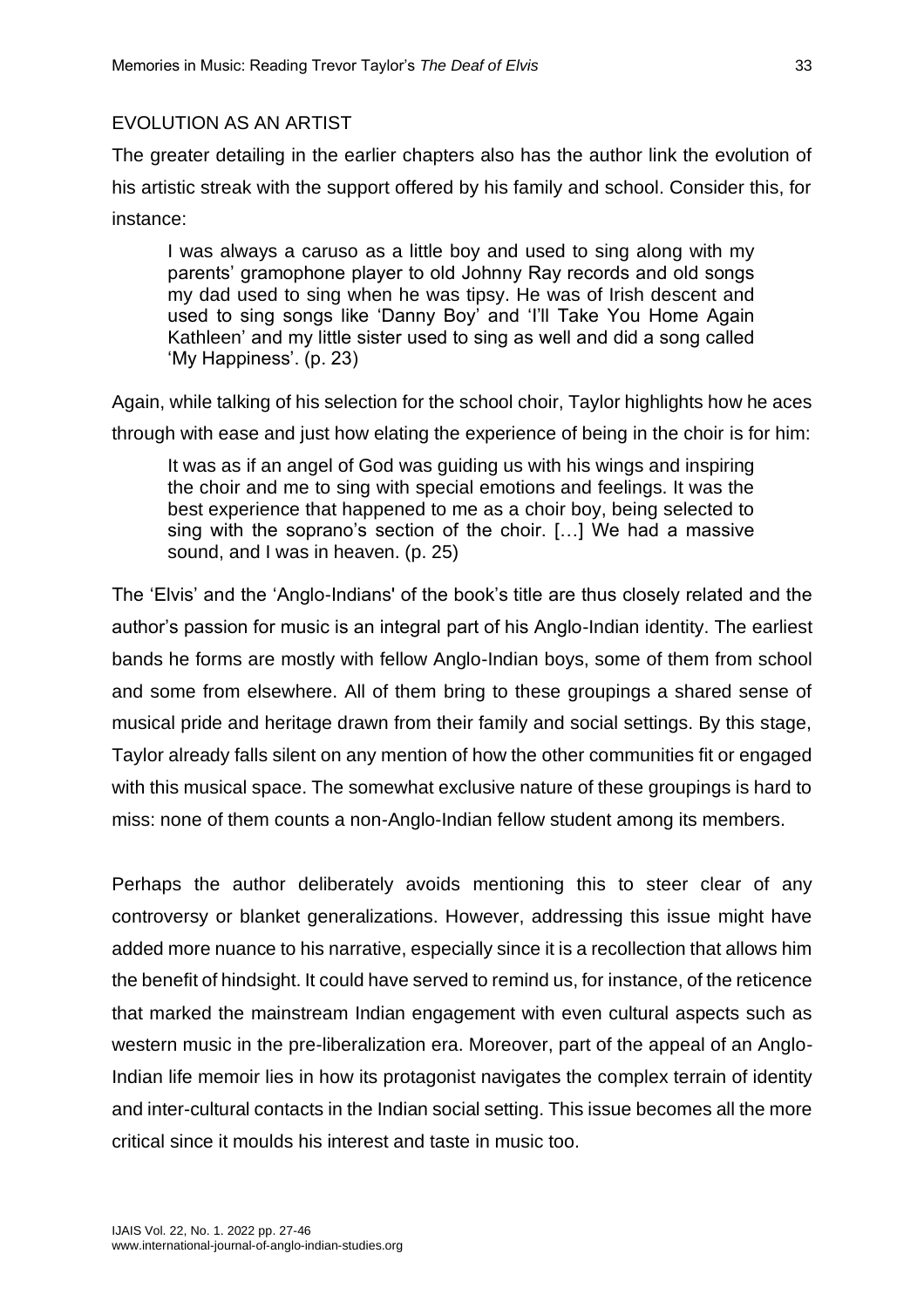## EVOLUTION AS AN ARTIST

The greater detailing in the earlier chapters also has the author link the evolution of his artistic streak with the support offered by his family and school. Consider this, for instance:

> I was always a caruso as a little boy and used to sing along with my parents' gramophone player to old Johnny Ray records and old songs my dad used to sing when he was tipsy. He was of Irish descent and used to sing songs like 'Danny Boy' and 'I'll Take You Home Again Kathleen' and my little sister used to sing as well and did a song called 'My Happiness'. (p. 23)

Again, while talking of his selection for the school choir, Taylor highlights how he aces through with ease and just how elating the experience of being in the choir is for him:

> It was as if an angel of God was guiding us with his wings and inspiring the choir and me to sing with special emotions and feelings. It was the best experience that happened to me as a choir boy, being selected to sing with the soprano's section of the choir. […] We had a massive sound, and I was in heaven. (p. 25)

The 'Elvis' and the 'Anglo-Indians' of the book's title are thus closely related and the author's passion for music is an integral part of his Anglo-Indian identity. The earliest bands he forms are mostly with fellow Anglo-Indian boys, some of them from school and some from elsewhere. All of them bring to these groupings a shared sense of musical pride and heritage drawn from their family and social settings. By this stage, Taylor already falls silent on any mention of how the other communities fit or engaged with this musical space. The somewhat exclusive nature of these groupings is hard to miss: none of them counts a non-Anglo-Indian fellow student among its members.

Perhaps the author deliberately avoids mentioning this to steer clear of any controversy or blanket generalizations. However, addressing this issue might have added more nuance to his narrative, especially since it is a recollection that allows him the benefit of hindsight. It could have served to remind us, for instance, of the reticence that marked the mainstream Indian engagement with even cultural aspects such as western music in the pre-liberalization era. Moreover, part of the appeal of an Anglo-Indian life memoir lies in how its protagonist navigates the complex terrain of identity and inter-cultural contacts in the Indian social setting. This issue becomes all the more critical since it moulds his interest and taste in music too.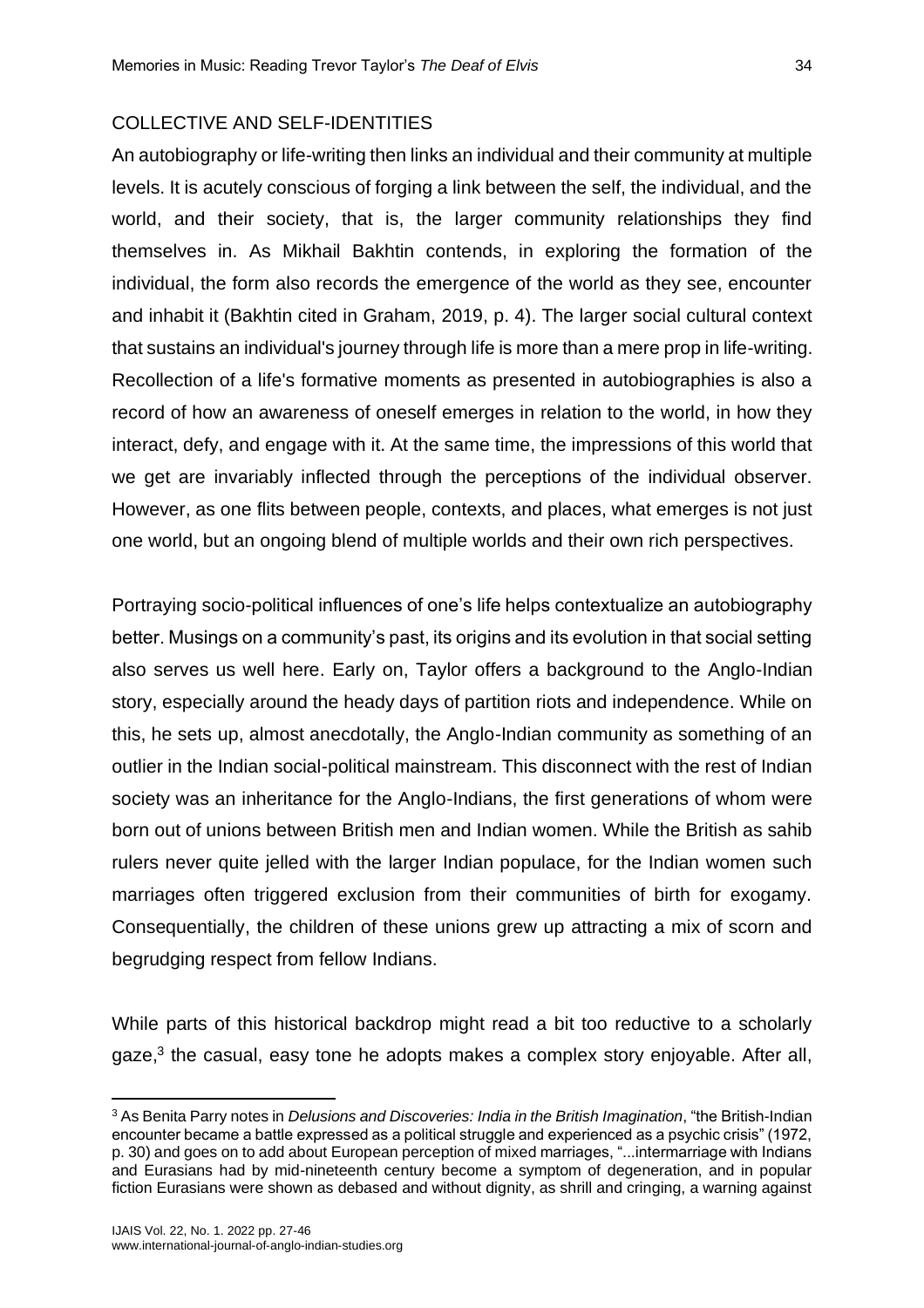## COLLECTIVE AND SELF-IDENTITIES

An autobiography or life-writing then links an individual and their community at multiple levels. It is acutely conscious of forging a link between the self, the individual, and the world, and their society, that is, the larger community relationships they find themselves in. As Mikhail Bakhtin contends, in exploring the formation of the individual, the form also records the emergence of the world as they see, encounter and inhabit it (Bakhtin cited in Graham, 2019, p. 4). The larger social cultural context that sustains an individual's journey through life is more than a mere prop in life-writing. Recollection of a life's formative moments as presented in autobiographies is also a record of how an awareness of oneself emerges in relation to the world, in how they interact, defy, and engage with it. At the same time, the impressions of this world that we get are invariably inflected through the perceptions of the individual observer. However, as one flits between people, contexts, and places, what emerges is not just one world, but an ongoing blend of multiple worlds and their own rich perspectives.

Portraying socio-political influences of one's life helps contextualize an autobiography better. Musings on a community's past, its origins and its evolution in that social setting also serves us well here. Early on, Taylor offers a background to the Anglo-Indian story, especially around the heady days of partition riots and independence. While on this, he sets up, almost anecdotally, the Anglo-Indian community as something of an outlier in the Indian social-political mainstream. This disconnect with the rest of Indian society was an inheritance for the Anglo-Indians, the first generations of whom were born out of unions between British men and Indian women. While the British as sahib rulers never quite jelled with the larger Indian populace, for the Indian women such marriages often triggered exclusion from their communities of birth for exogamy. Consequentially, the children of these unions grew up attracting a mix of scorn and begrudging respect from fellow Indians.

While parts of this historical backdrop might read a bit too reductive to a scholarly gaze,[3] the casual, easy tone he adopts makes a complex story enjoyable. After all,

---

[3] As Benita Parry notes in *Delusions and Discoveries: India in the British Imagination*, "the British-Indian encounter became a battle expressed as a political struggle and experienced as a psychic crisis" (1972, p. 30) and goes on to add about European perception of mixed marriages, "...intermarriage with Indians and Eurasians had by mid-nineteenth century become a symptom of degeneration, and in popular fiction Eurasians were shown as debased and without dignity, as shrill and cringing, a warning against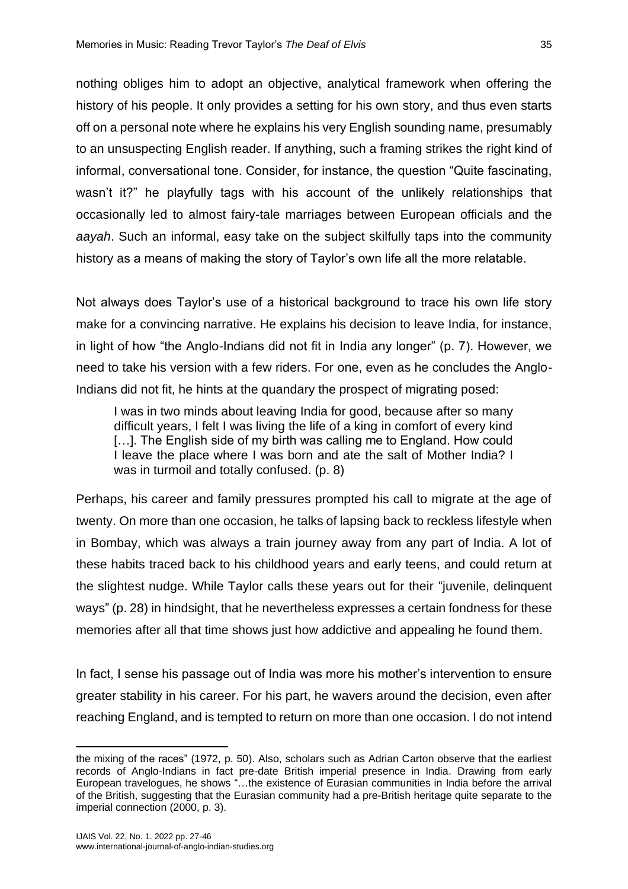nothing obliges him to adopt an objective, analytical framework when offering the history of his people. It only provides a setting for his own story, and thus even starts off on a personal note where he explains his very English sounding name, presumably to an unsuspecting English reader. If anything, such a framing strikes the right kind of informal, conversational tone. Consider, for instance, the question "Quite fascinating, wasn't it?" he playfully tags with his account of the unlikely relationships that occasionally led to almost fairy-tale marriages between European officials and the *aayah*. Such an informal, easy take on the subject skilfully taps into the community history as a means of making the story of Taylor's own life all the more relatable.

Not always does Taylor's use of a historical background to trace his own life story make for a convincing narrative. He explains his decision to leave India, for instance, in light of how "the Anglo-Indians did not fit in India any longer" (p. 7). However, we need to take his version with a few riders. For one, even as he concludes the Anglo-Indians did not fit, he hints at the quandary the prospect of migrating posed:

> I was in two minds about leaving India for good, because after so many difficult years, I felt I was living the life of a king in comfort of every kind […]. The English side of my birth was calling me to England. How could I leave the place where I was born and ate the salt of Mother India? I was in turmoil and totally confused. (p. 8)

Perhaps, his career and family pressures prompted his call to migrate at the age of twenty. On more than one occasion, he talks of lapsing back to reckless lifestyle when in Bombay, which was always a train journey away from any part of India. A lot of these habits traced back to his childhood years and early teens, and could return at the slightest nudge. While Taylor calls these years out for their "juvenile, delinquent ways" (p. 28) in hindsight, that he nevertheless expresses a certain fondness for these memories after all that time shows just how addictive and appealing he found them.

In fact, I sense his passage out of India was more his mother's intervention to ensure greater stability in his career. For his part, he wavers around the decision, even after reaching England, and is tempted to return on more than one occasion. I do not intend

---

the mixing of the races" (1972, p. 50). Also, scholars such as Adrian Carton observe that the earliest records of Anglo-Indians in fact pre-date British imperial presence in India. Drawing from early European travelogues, he shows "…the existence of Eurasian communities in India before the arrival of the British, suggesting that the Eurasian community had a pre-British heritage quite separate to the imperial connection (2000, p. 3).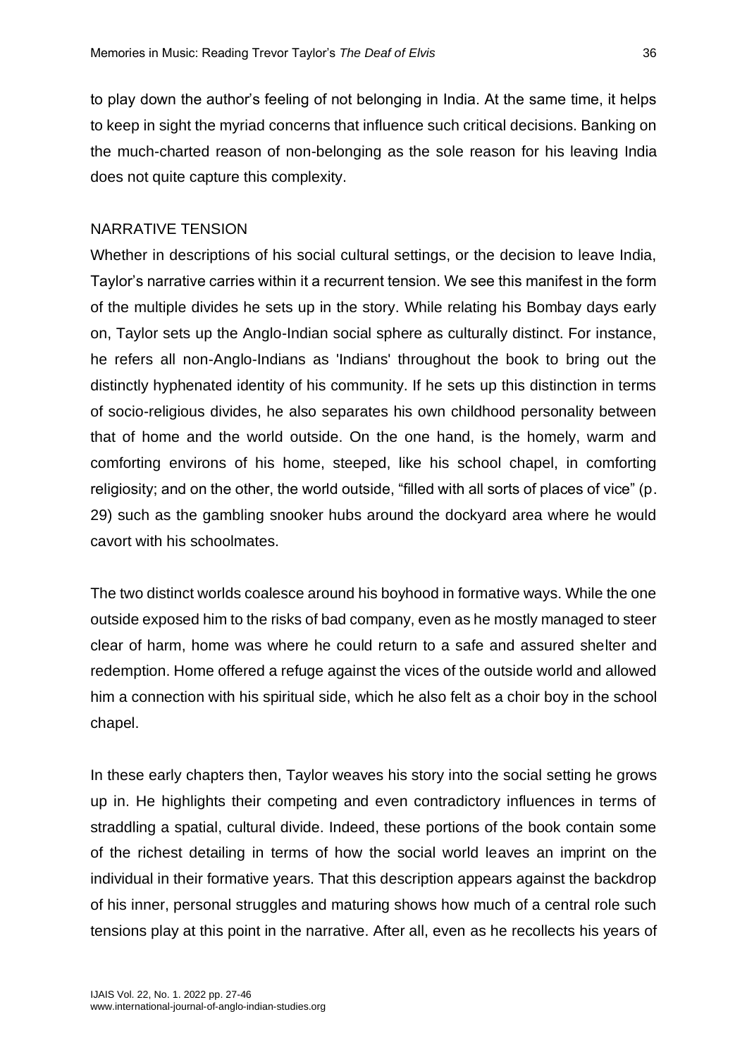to play down the author's feeling of not belonging in India. At the same time, it helps to keep in sight the myriad concerns that influence such critical decisions. Banking on the much-charted reason of non-belonging as the sole reason for his leaving India does not quite capture this complexity.

## NARRATIVE TENSION

Whether in descriptions of his social cultural settings, or the decision to leave India, Taylor's narrative carries within it a recurrent tension. We see this manifest in the form of the multiple divides he sets up in the story. While relating his Bombay days early on, Taylor sets up the Anglo-Indian social sphere as culturally distinct. For instance, he refers all non-Anglo-Indians as 'Indians' throughout the book to bring out the distinctly hyphenated identity of his community. If he sets up this distinction in terms of socio-religious divides, he also separates his own childhood personality between that of home and the world outside. On the one hand, is the homely, warm and comforting environs of his home, steeped, like his school chapel, in comforting religiosity; and on the other, the world outside, "filled with all sorts of places of vice" (p. 29) such as the gambling snooker hubs around the dockyard area where he would cavort with his schoolmates.

The two distinct worlds coalesce around his boyhood in formative ways. While the one outside exposed him to the risks of bad company, even as he mostly managed to steer clear of harm, home was where he could return to a safe and assured shelter and redemption. Home offered a refuge against the vices of the outside world and allowed him a connection with his spiritual side, which he also felt as a choir boy in the school chapel.

In these early chapters then, Taylor weaves his story into the social setting he grows up in. He highlights their competing and even contradictory influences in terms of straddling a spatial, cultural divide. Indeed, these portions of the book contain some of the richest detailing in terms of how the social world leaves an imprint on the individual in their formative years. That this description appears against the backdrop of his inner, personal struggles and maturing shows how much of a central role such tensions play at this point in the narrative. After all, even as he recollects his years of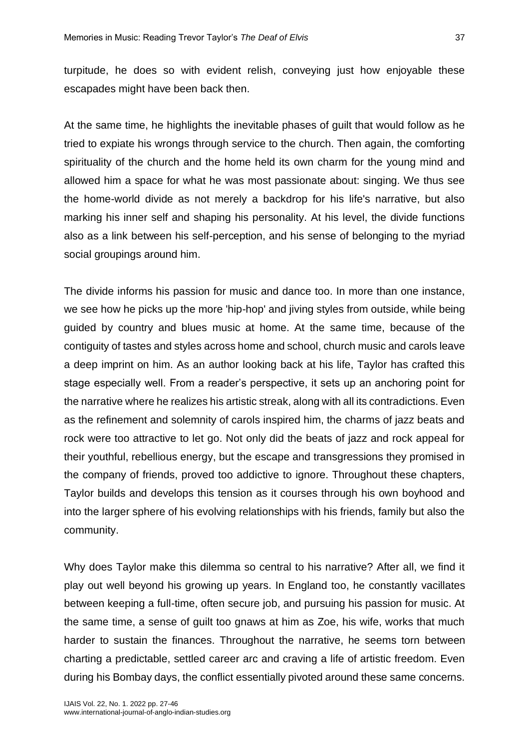turpitude, he does so with evident relish, conveying just how enjoyable these escapades might have been back then.

At the same time, he highlights the inevitable phases of guilt that would follow as he tried to expiate his wrongs through service to the church. Then again, the comforting spirituality of the church and the home held its own charm for the young mind and allowed him a space for what he was most passionate about: singing. We thus see the home-world divide as not merely a backdrop for his life's narrative, but also marking his inner self and shaping his personality. At his level, the divide functions also as a link between his self-perception, and his sense of belonging to the myriad social groupings around him.

The divide informs his passion for music and dance too. In more than one instance, we see how he picks up the more 'hip-hop' and jiving styles from outside, while being guided by country and blues music at home. At the same time, because of the contiguity of tastes and styles across home and school, church music and carols leave a deep imprint on him. As an author looking back at his life, Taylor has crafted this stage especially well. From a reader's perspective, it sets up an anchoring point for the narrative where he realizes his artistic streak, along with all its contradictions. Even as the refinement and solemnity of carols inspired him, the charms of jazz beats and rock were too attractive to let go. Not only did the beats of jazz and rock appeal for their youthful, rebellious energy, but the escape and transgressions they promised in the company of friends, proved too addictive to ignore. Throughout these chapters, Taylor builds and develops this tension as it courses through his own boyhood and into the larger sphere of his evolving relationships with his friends, family but also the community.

Why does Taylor make this dilemma so central to his narrative? After all, we find it play out well beyond his growing up years. In England too, he constantly vacillates between keeping a full-time, often secure job, and pursuing his passion for music. At the same time, a sense of guilt too gnaws at him as Zoe, his wife, works that much harder to sustain the finances. Throughout the narrative, he seems torn between charting a predictable, settled career arc and craving a life of artistic freedom. Even during his Bombay days, the conflict essentially pivoted around these same concerns.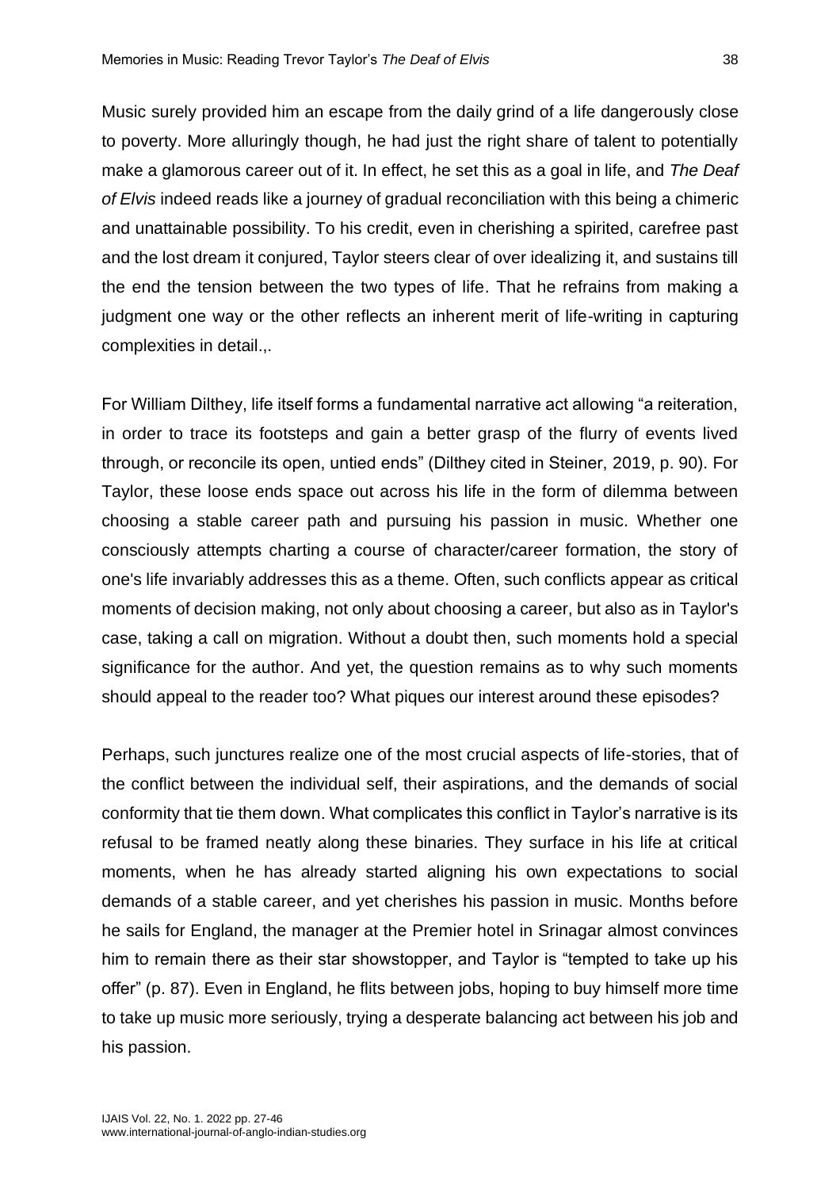Music surely provided him an escape from the daily grind of a life dangerously close to poverty. More alluringly though, he had just the right share of talent to potentially make a glamorous career out of it. In effect, he set this as a goal in life, and *The Deaf of Elvis* indeed reads like a journey of gradual reconciliation with this being a chimeric and unattainable possibility. To his credit, even in cherishing a spirited, carefree past and the lost dream it conjured, Taylor steers clear of over idealizing it, and sustains till the end the tension between the two types of life. That he refrains from making a judgment one way or the other reflects an inherent merit of life-writing in capturing complexities in detail.,.

For William Dilthey, life itself forms a fundamental narrative act allowing "a reiteration, in order to trace its footsteps and gain a better grasp of the flurry of events lived through, or reconcile its open, untied ends" (Dilthey cited in Steiner, 2019, p. 90). For Taylor, these loose ends space out across his life in the form of dilemma between choosing a stable career path and pursuing his passion in music. Whether one consciously attempts charting a course of character/career formation, the story of one's life invariably addresses this as a theme. Often, such conflicts appear as critical moments of decision making, not only about choosing a career, but also as in Taylor's case, taking a call on migration. Without a doubt then, such moments hold a special significance for the author. And yet, the question remains as to why such moments should appeal to the reader too? What piques our interest around these episodes?

Perhaps, such junctures realize one of the most crucial aspects of life-stories, that of the conflict between the individual self, their aspirations, and the demands of social conformity that tie them down. What complicates this conflict in Taylor's narrative is its refusal to be framed neatly along these binaries. They surface in his life at critical moments, when he has already started aligning his own expectations to social demands of a stable career, and yet cherishes his passion in music. Months before he sails for England, the manager at the Premier hotel in Srinagar almost convinces him to remain there as their star showstopper, and Taylor is "tempted to take up his offer" (p. 87). Even in England, he flits between jobs, hoping to buy himself more time to take up music more seriously, trying a desperate balancing act between his job and his passion.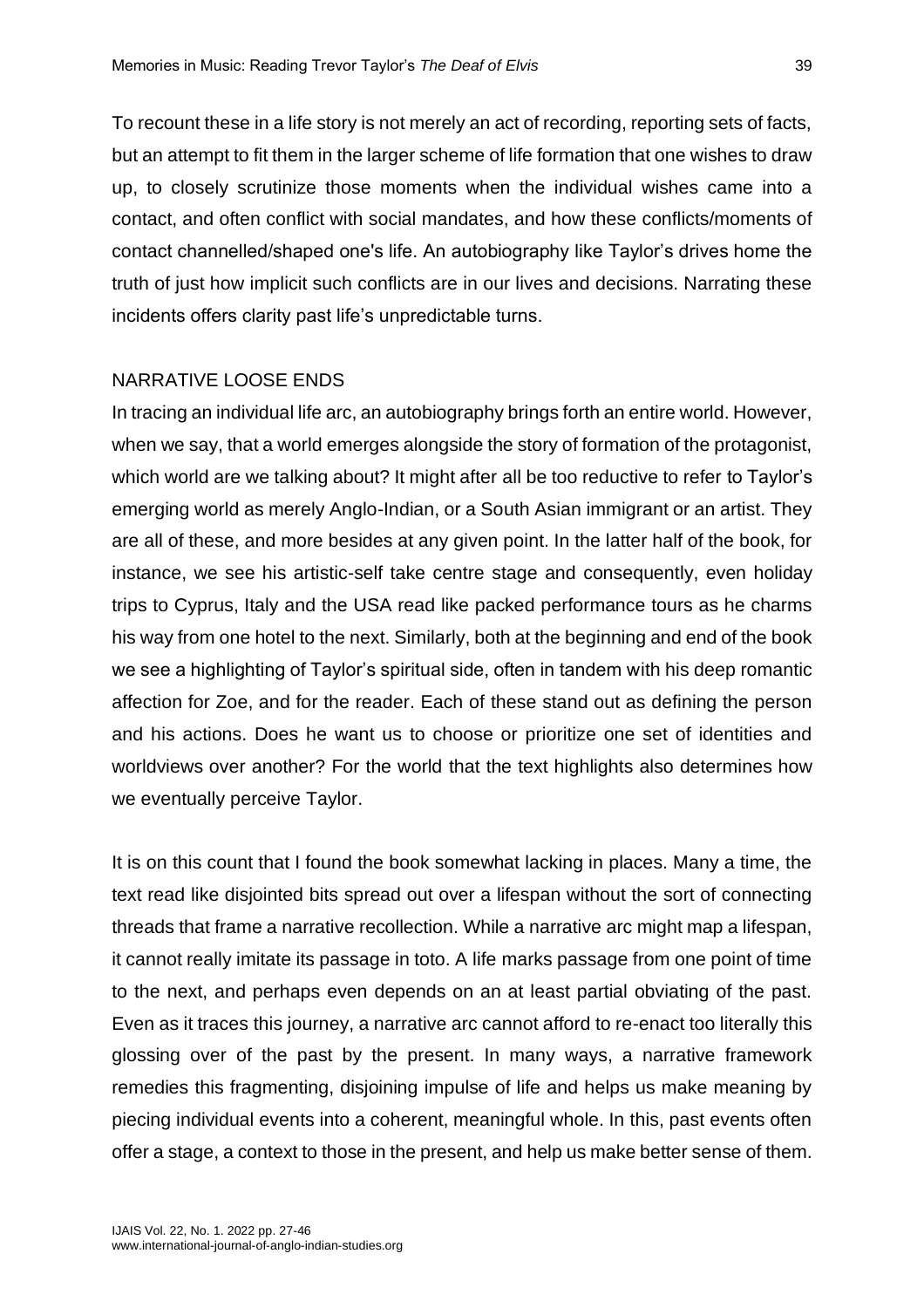To recount these in a life story is not merely an act of recording, reporting sets of facts, but an attempt to fit them in the larger scheme of life formation that one wishes to draw up, to closely scrutinize those moments when the individual wishes came into a contact, and often conflict with social mandates, and how these conflicts/moments of contact channelled/shaped one's life. An autobiography like Taylor's drives home the truth of just how implicit such conflicts are in our lives and decisions. Narrating these incidents offers clarity past life's unpredictable turns.

## NARRATIVE LOOSE ENDS

In tracing an individual life arc, an autobiography brings forth an entire world. However, when we say, that a world emerges alongside the story of formation of the protagonist, which world are we talking about? It might after all be too reductive to refer to Taylor's emerging world as merely Anglo-Indian, or a South Asian immigrant or an artist. They are all of these, and more besides at any given point. In the latter half of the book, for instance, we see his artistic-self take centre stage and consequently, even holiday trips to Cyprus, Italy and the USA read like packed performance tours as he charms his way from one hotel to the next. Similarly, both at the beginning and end of the book we see a highlighting of Taylor's spiritual side, often in tandem with his deep romantic affection for Zoe, and for the reader. Each of these stand out as defining the person and his actions. Does he want us to choose or prioritize one set of identities and worldviews over another? For the world that the text highlights also determines how we eventually perceive Taylor.

It is on this count that I found the book somewhat lacking in places. Many a time, the text read like disjointed bits spread out over a lifespan without the sort of connecting threads that frame a narrative recollection. While a narrative arc might map a lifespan, it cannot really imitate its passage in toto. A life marks passage from one point of time to the next, and perhaps even depends on an at least partial obviating of the past. Even as it traces this journey, a narrative arc cannot afford to re-enact too literally this glossing over of the past by the present. In many ways, a narrative framework remedies this fragmenting, disjoining impulse of life and helps us make meaning by piecing individual events into a coherent, meaningful whole. In this, past events often offer a stage, a context to those in the present, and help us make better sense of them.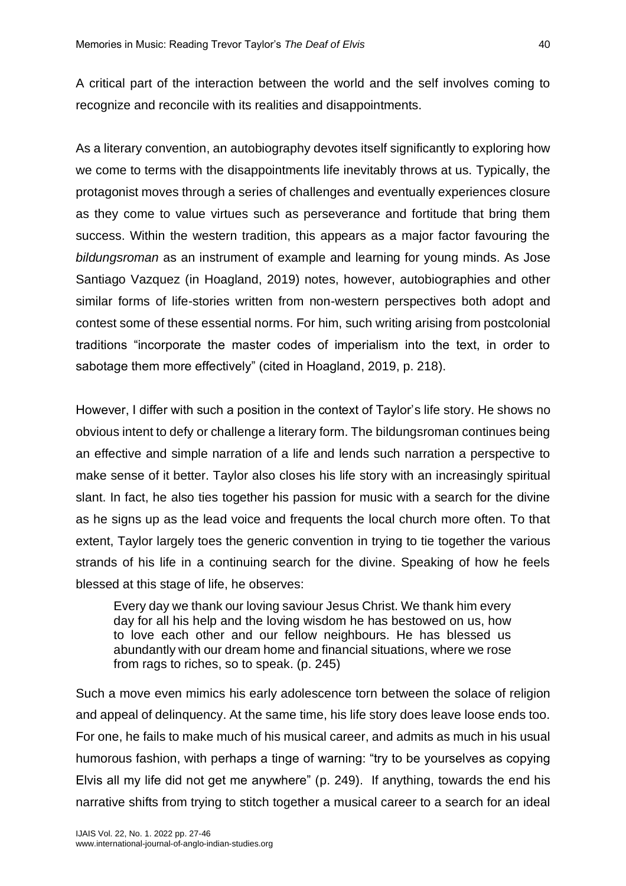A critical part of the interaction between the world and the self involves coming to recognize and reconcile with its realities and disappointments.

As a literary convention, an autobiography devotes itself significantly to exploring how we come to terms with the disappointments life inevitably throws at us. Typically, the protagonist moves through a series of challenges and eventually experiences closure as they come to value virtues such as perseverance and fortitude that bring them success. Within the western tradition, this appears as a major factor favouring the *bildungsroman* as an instrument of example and learning for young minds. As Jose Santiago Vazquez (in Hoagland, 2019) notes, however, autobiographies and other similar forms of life-stories written from non-western perspectives both adopt and contest some of these essential norms. For him, such writing arising from postcolonial traditions "incorporate the master codes of imperialism into the text, in order to sabotage them more effectively" (cited in Hoagland, 2019, p. 218).

However, I differ with such a position in the context of Taylor's life story. He shows no obvious intent to defy or challenge a literary form. The bildungsroman continues being an effective and simple narration of a life and lends such narration a perspective to make sense of it better. Taylor also closes his life story with an increasingly spiritual slant. In fact, he also ties together his passion for music with a search for the divine as he signs up as the lead voice and frequents the local church more often. To that extent, Taylor largely toes the generic convention in trying to tie together the various strands of his life in a continuing search for the divine. Speaking of how he feels blessed at this stage of life, he observes:

> Every day we thank our loving saviour Jesus Christ. We thank him every day for all his help and the loving wisdom he has bestowed on us, how to love each other and our fellow neighbours. He has blessed us abundantly with our dream home and financial situations, where we rose from rags to riches, so to speak. (p. 245)

Such a move even mimics his early adolescence torn between the solace of religion and appeal of delinquency. At the same time, his life story does leave loose ends too. For one, he fails to make much of his musical career, and admits as much in his usual humorous fashion, with perhaps a tinge of warning: "try to be yourselves as copying Elvis all my life did not get me anywhere" (p. 249). If anything, towards the end his narrative shifts from trying to stitch together a musical career to a search for an ideal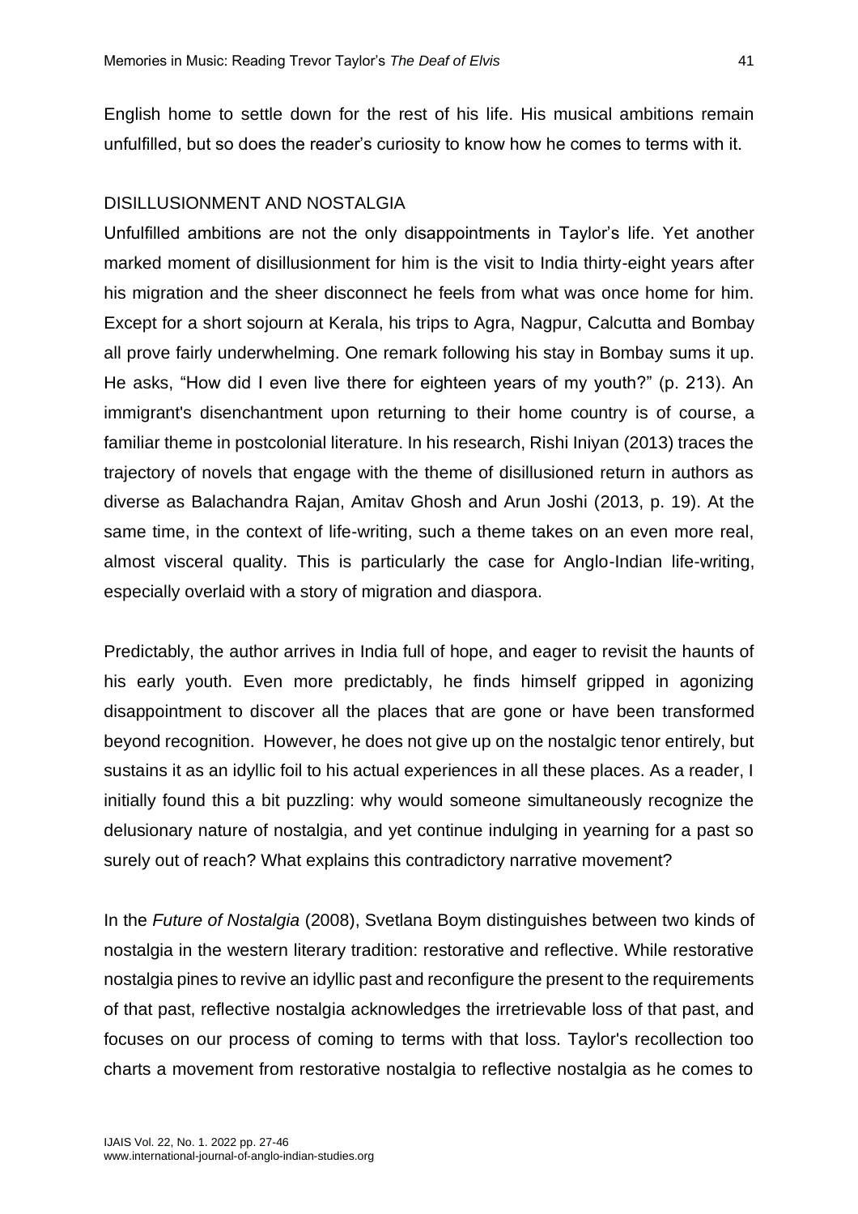English home to settle down for the rest of his life. His musical ambitions remain unfulfilled, but so does the reader's curiosity to know how he comes to terms with it.

## DISILLUSIONMENT AND NOSTALGIA

Unfulfilled ambitions are not the only disappointments in Taylor's life. Yet another marked moment of disillusionment for him is the visit to India thirty-eight years after his migration and the sheer disconnect he feels from what was once home for him. Except for a short sojourn at Kerala, his trips to Agra, Nagpur, Calcutta and Bombay all prove fairly underwhelming. One remark following his stay in Bombay sums it up. He asks, "How did I even live there for eighteen years of my youth?" (p. 213). An immigrant's disenchantment upon returning to their home country is of course, a familiar theme in postcolonial literature. In his research, Rishi Iniyan (2013) traces the trajectory of novels that engage with the theme of disillusioned return in authors as diverse as Balachandra Rajan, Amitav Ghosh and Arun Joshi (2013, p. 19). At the same time, in the context of life-writing, such a theme takes on an even more real, almost visceral quality. This is particularly the case for Anglo-Indian life-writing, especially overlaid with a story of migration and diaspora.

Predictably, the author arrives in India full of hope, and eager to revisit the haunts of his early youth. Even more predictably, he finds himself gripped in agonizing disappointment to discover all the places that are gone or have been transformed beyond recognition. However, he does not give up on the nostalgic tenor entirely, but sustains it as an idyllic foil to his actual experiences in all these places. As a reader, I initially found this a bit puzzling: why would someone simultaneously recognize the delusionary nature of nostalgia, and yet continue indulging in yearning for a past so surely out of reach? What explains this contradictory narrative movement?

In the *Future of Nostalgia* (2008), Svetlana Boym distinguishes between two kinds of nostalgia in the western literary tradition: restorative and reflective. While restorative nostalgia pines to revive an idyllic past and reconfigure the present to the requirements of that past, reflective nostalgia acknowledges the irretrievable loss of that past, and focuses on our process of coming to terms with that loss. Taylor's recollection too charts a movement from restorative nostalgia to reflective nostalgia as he comes to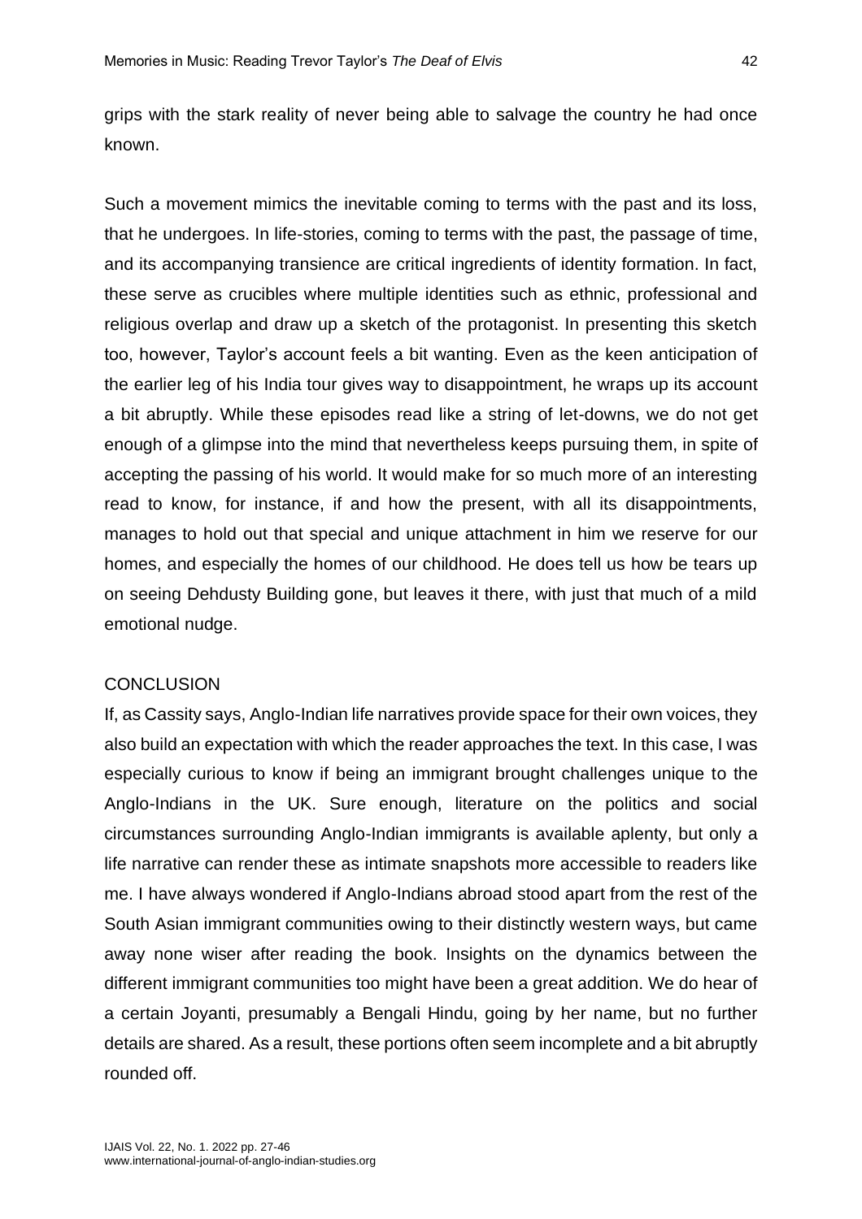grips with the stark reality of never being able to salvage the country he had once known.

Such a movement mimics the inevitable coming to terms with the past and its loss, that he undergoes. In life-stories, coming to terms with the past, the passage of time, and its accompanying transience are critical ingredients of identity formation. In fact, these serve as crucibles where multiple identities such as ethnic, professional and religious overlap and draw up a sketch of the protagonist. In presenting this sketch too, however, Taylor's account feels a bit wanting. Even as the keen anticipation of the earlier leg of his India tour gives way to disappointment, he wraps up its account a bit abruptly. While these episodes read like a string of let-downs, we do not get enough of a glimpse into the mind that nevertheless keeps pursuing them, in spite of accepting the passing of his world. It would make for so much more of an interesting read to know, for instance, if and how the present, with all its disappointments, manages to hold out that special and unique attachment in him we reserve for our homes, and especially the homes of our childhood. He does tell us how be tears up on seeing Dehdusty Building gone, but leaves it there, with just that much of a mild emotional nudge.

## CONCLUSION

If, as Cassity says, Anglo-Indian life narratives provide space for their own voices, they also build an expectation with which the reader approaches the text. In this case, I was especially curious to know if being an immigrant brought challenges unique to the Anglo-Indians in the UK. Sure enough, literature on the politics and social circumstances surrounding Anglo-Indian immigrants is available aplenty, but only a life narrative can render these as intimate snapshots more accessible to readers like me. I have always wondered if Anglo-Indians abroad stood apart from the rest of the South Asian immigrant communities owing to their distinctly western ways, but came away none wiser after reading the book. Insights on the dynamics between the different immigrant communities too might have been a great addition. We do hear of a certain Joyanti, presumably a Bengali Hindu, going by her name, but no further details are shared. As a result, these portions often seem incomplete and a bit abruptly rounded off.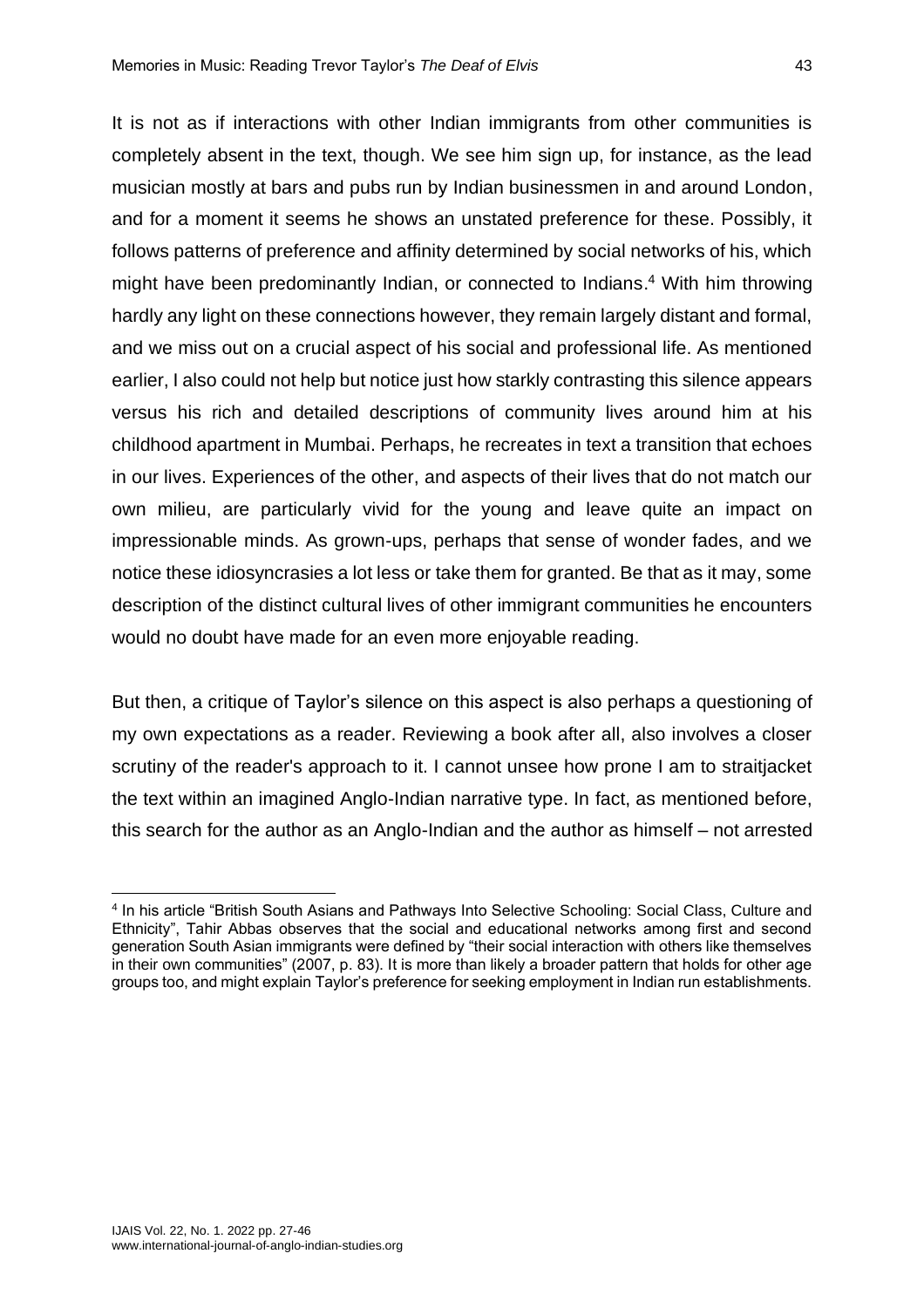It is not as if interactions with other Indian immigrants from other communities is completely absent in the text, though. We see him sign up, for instance, as the lead musician mostly at bars and pubs run by Indian businessmen in and around London, and for a moment it seems he shows an unstated preference for these. Possibly, it follows patterns of preference and affinity determined by social networks of his, which might have been predominantly Indian, or connected to Indians.[4] With him throwing hardly any light on these connections however, they remain largely distant and formal, and we miss out on a crucial aspect of his social and professional life. As mentioned earlier, I also could not help but notice just how starkly contrasting this silence appears versus his rich and detailed descriptions of community lives around him at his childhood apartment in Mumbai. Perhaps, he recreates in text a transition that echoes in our lives. Experiences of the other, and aspects of their lives that do not match our own milieu, are particularly vivid for the young and leave quite an impact on impressionable minds. As grown-ups, perhaps that sense of wonder fades, and we notice these idiosyncrasies a lot less or take them for granted. Be that as it may, some description of the distinct cultural lives of other immigrant communities he encounters would no doubt have made for an even more enjoyable reading.

But then, a critique of Taylor's silence on this aspect is also perhaps a questioning of my own expectations as a reader. Reviewing a book after all, also involves a closer scrutiny of the reader's approach to it. I cannot unsee how prone I am to straitjacket the text within an imagined Anglo-Indian narrative type. In fact, as mentioned before, this search for the author as an Anglo-Indian and the author as himself – not arrested

---

[4] In his article "British South Asians and Pathways Into Selective Schooling: Social Class, Culture and Ethnicity", Tahir Abbas observes that the social and educational networks among first and second generation South Asian immigrants were defined by "their social interaction with others like themselves in their own communities" (2007, p. 83). It is more than likely a broader pattern that holds for other age groups too, and might explain Taylor's preference for seeking employment in Indian run establishments.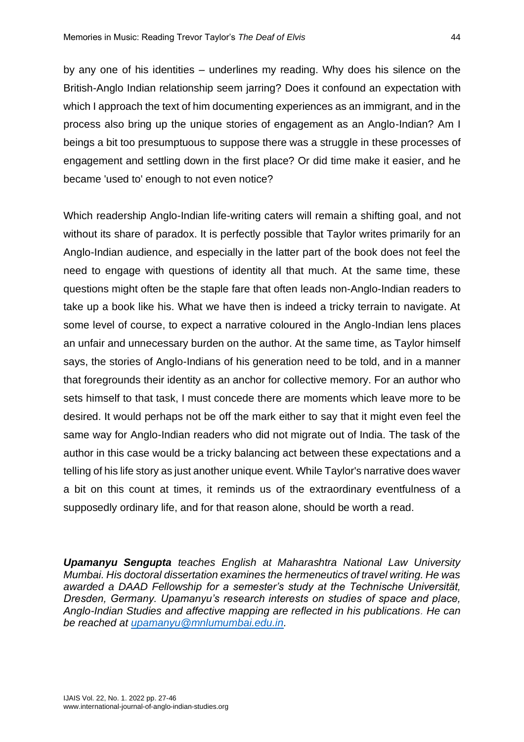by any one of his identities – underlines my reading. Why does his silence on the British-Anglo Indian relationship seem jarring? Does it confound an expectation with which I approach the text of him documenting experiences as an immigrant, and in the process also bring up the unique stories of engagement as an Anglo-Indian? Am I beings a bit too presumptuous to suppose there was a struggle in these processes of engagement and settling down in the first place? Or did time make it easier, and he became 'used to' enough to not even notice?

Which readership Anglo-Indian life-writing caters will remain a shifting goal, and not without its share of paradox. It is perfectly possible that Taylor writes primarily for an Anglo-Indian audience, and especially in the latter part of the book does not feel the need to engage with questions of identity all that much. At the same time, these questions might often be the staple fare that often leads non-Anglo-Indian readers to take up a book like his. What we have then is indeed a tricky terrain to navigate. At some level of course, to expect a narrative coloured in the Anglo-Indian lens places an unfair and unnecessary burden on the author. At the same time, as Taylor himself says, the stories of Anglo-Indians of his generation need to be told, and in a manner that foregrounds their identity as an anchor for collective memory. For an author who sets himself to that task, I must concede there are moments which leave more to be desired. It would perhaps not be off the mark either to say that it might even feel the same way for Anglo-Indian readers who did not migrate out of India. The task of the author in this case would be a tricky balancing act between these expectations and a telling of his life story as just another unique event. While Taylor's narrative does waver a bit on this count at times, it reminds us of the extraordinary eventfulness of a supposedly ordinary life, and for that reason alone, should be worth a read.

***Upamanyu Sengupta*** *teaches English at Maharashtra National Law University Mumbai. His doctoral dissertation examines the hermeneutics of travel writing. He was awarded a DAAD Fellowship for a semester's study at the Technische Universität, Dresden, Germany. Upamanyu's research interests on studies of space and place, Anglo-Indian Studies and affective mapping are reflected in his publications. He can be reached at [upamanyu@mnlumumbai.edu.in](mailto:upamanyu@mnlumumbai.edu.in).*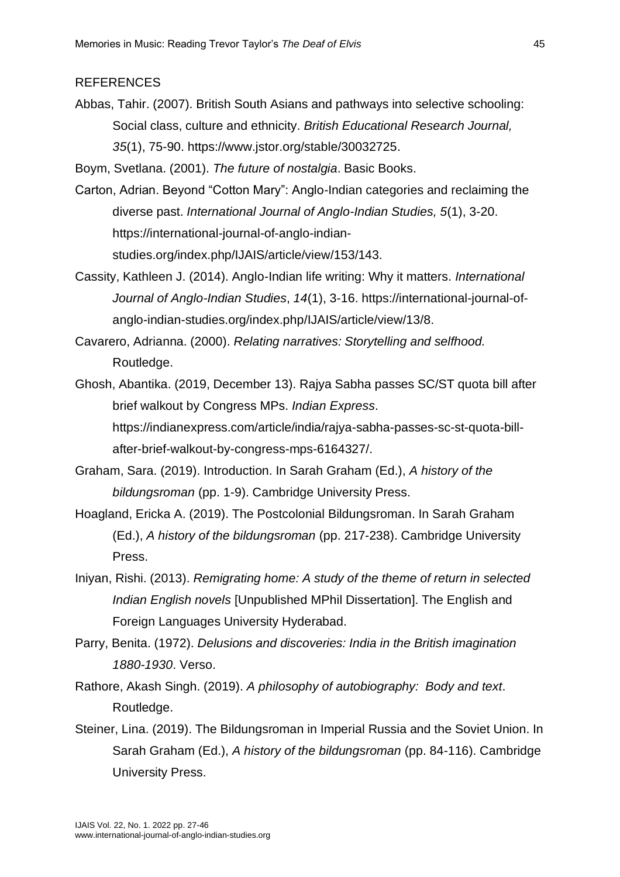## REFERENCES

Abbas, Tahir. (2007). British South Asians and pathways into selective schooling: Social class, culture and ethnicity. *British Educational Research Journal, 35*(1), 75-90. https://www.jstor.org/stable/30032725.

Boym, Svetlana. (2001). *The future of nostalgia*. Basic Books.

Carton, Adrian. Beyond "Cotton Mary": Anglo-Indian categories and reclaiming the diverse past. *International Journal of Anglo-Indian Studies, 5*(1), 3-20. https://international-journal-of-anglo-indian-studies.org/index.php/IJAIS/article/view/153/143.

Cassity, Kathleen J. (2014). Anglo-Indian life writing: Why it matters. *International Journal of Anglo-Indian Studies*, *14*(1), 3-16. https://international-journal-of-anglo-indian-studies.org/index.php/IJAIS/article/view/13/8.

Cavarero, Adrianna. (2000). *Relating narratives: Storytelling and selfhood.* Routledge.

Ghosh, Abantika. (2019, December 13). Rajya Sabha passes SC/ST quota bill after brief walkout by Congress MPs. *Indian Express*. https://indianexpress.com/article/india/rajya-sabha-passes-sc-st-quota-bill-after-brief-walkout-by-congress-mps-6164327/.

Graham, Sara. (2019). Introduction. In Sarah Graham (Ed.), *A history of the bildungsroman* (pp. 1-9). Cambridge University Press.

Hoagland, Ericka A. (2019). The Postcolonial Bildungsroman. In Sarah Graham (Ed.), *A history of the bildungsroman* (pp. 217-238). Cambridge University Press.

Iniyan, Rishi. (2013). *Remigrating home: A study of the theme of return in selected Indian English novels* [Unpublished MPhil Dissertation]. The English and Foreign Languages University Hyderabad.

Parry, Benita. (1972). *Delusions and discoveries: India in the British imagination 1880-1930*. Verso.

Rathore, Akash Singh. (2019). *A philosophy of autobiography: Body and text*. Routledge.

Steiner, Lina. (2019). The Bildungsroman in Imperial Russia and the Soviet Union. In Sarah Graham (Ed.), *A history of the bildungsroman* (pp. 84-116). Cambridge University Press.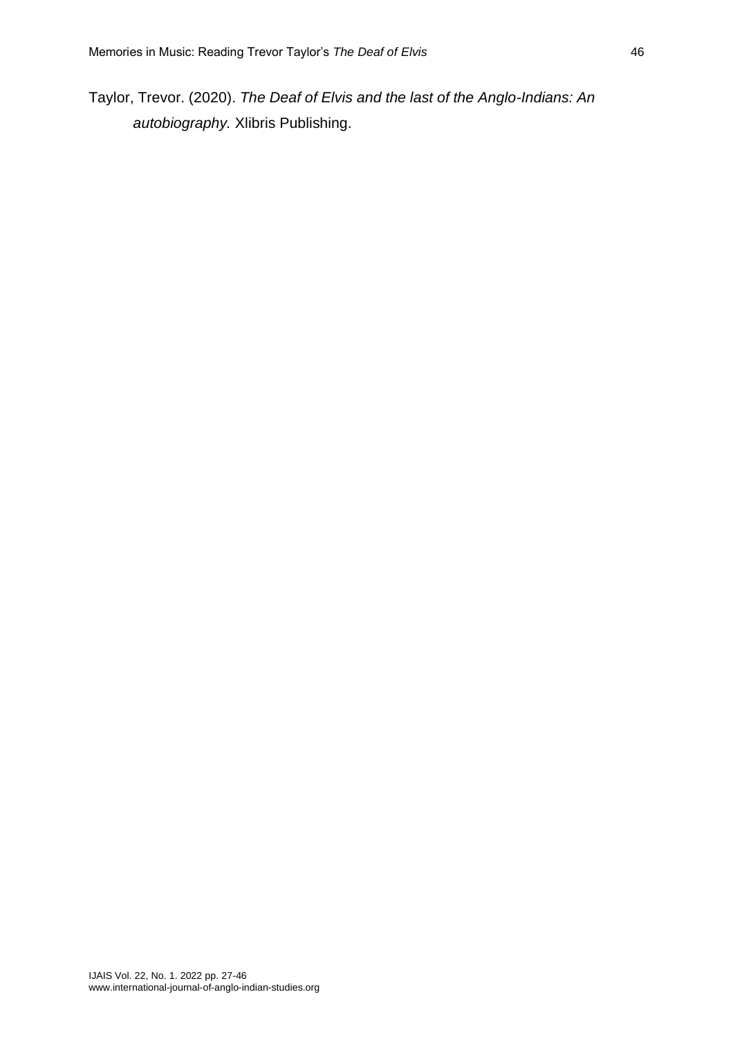Taylor, Trevor. (2020). *The Deaf of Elvis and the last of the Anglo-Indians: An autobiography.* Xlibris Publishing.